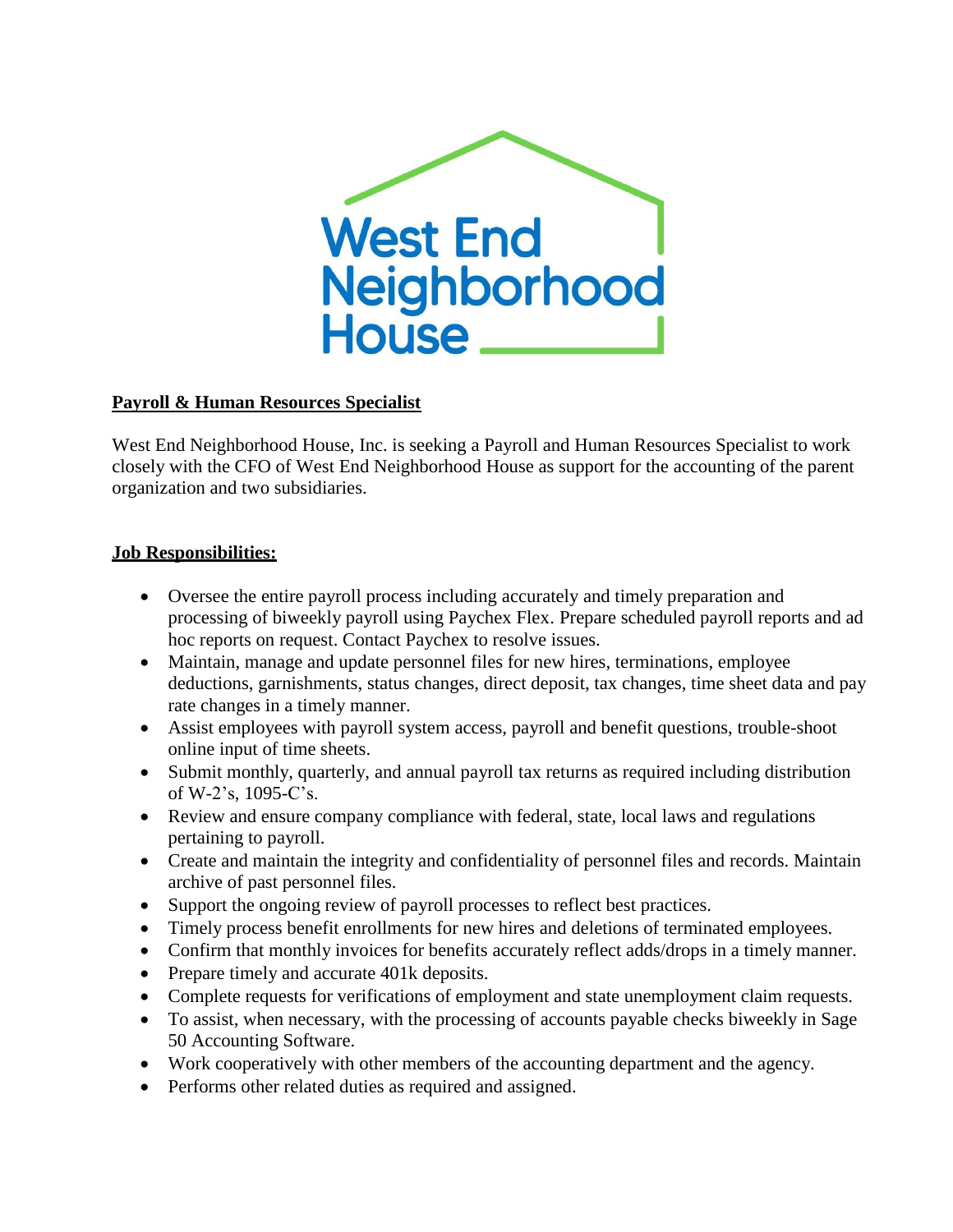West End Neighborhood House

**Payroll & Human Resources Specialist**

West End Neighborhood House, Inc. is seeking a Payroll and Human Resources Specialist to work closely with the CFO of West End Neighborhood House as support for the accounting of the parent organization and two subsidiaries.

**Job Responsibilities:**

- Oversee the entire payroll process including accurately and timely preparation and processing of biweekly payroll using Paychex Flex. Prepare scheduled payroll reports and ad hoc reports on request. Contact Paychex to resolve issues.
- Maintain, manage and update personnel files for new hires, terminations, employee deductions, garnishments, status changes, direct deposit, tax changes, time sheet data and pay rate changes in a timely manner.
- Assist employees with payroll system access, payroll and benefit questions, trouble-shoot online input of time sheets.
- Submit monthly, quarterly, and annual payroll tax returns as required including distribution of W-2's, 1095-C's.
- Review and ensure company compliance with federal, state, local laws and regulations pertaining to payroll.
- Create and maintain the integrity and confidentiality of personnel files and records. Maintain archive of past personnel files.
- Support the ongoing review of payroll processes to reflect best practices.
- Timely process benefit enrollments for new hires and deletions of terminated employees.
- Confirm that monthly invoices for benefits accurately reflect adds/drops in a timely manner.
- Prepare timely and accurate 401k deposits.
- Complete requests for verifications of employment and state unemployment claim requests.
- To assist, when necessary, with the processing of accounts payable checks biweekly in Sage 50 Accounting Software.
- Work cooperatively with other members of the accounting department and the agency.
- Performs other related duties as required and assigned.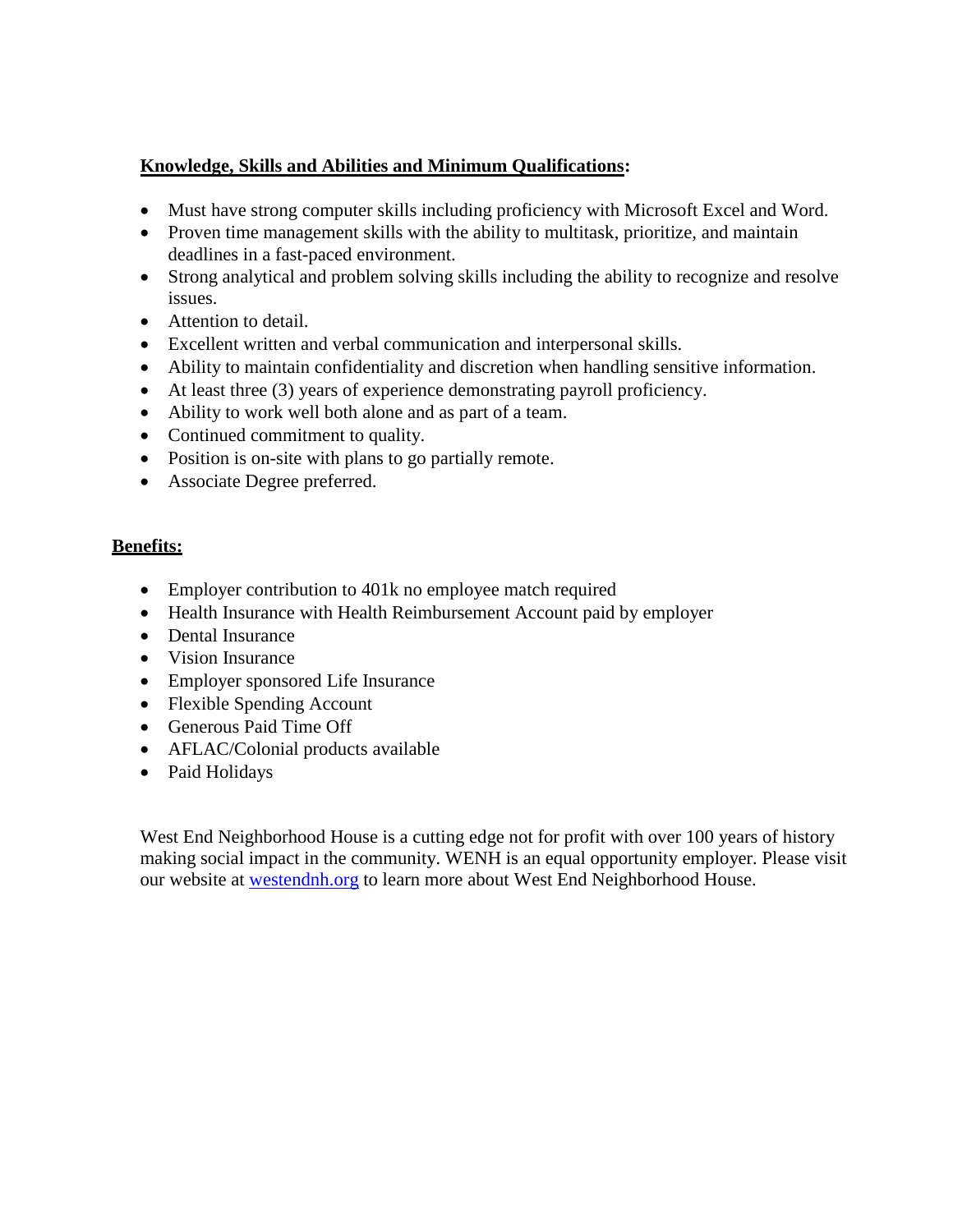**Knowledge, Skills and Abilities and Minimum Qualifications:**

- Must have strong computer skills including proficiency with Microsoft Excel and Word.
- Proven time management skills with the ability to multitask, prioritize, and maintain deadlines in a fast-paced environment.
- Strong analytical and problem solving skills including the ability to recognize and resolve issues.
- Attention to detail.
- Excellent written and verbal communication and interpersonal skills.
- Ability to maintain confidentiality and discretion when handling sensitive information.
- At least three (3) years of experience demonstrating payroll proficiency.
- Ability to work well both alone and as part of a team.
- Continued commitment to quality.
- Position is on-site with plans to go partially remote.
- Associate Degree preferred.

**Benefits:**

- Employer contribution to 401k no employee match required
- Health Insurance with Health Reimbursement Account paid by employer
- Dental Insurance
- Vision Insurance
- Employer sponsored Life Insurance
- Flexible Spending Account
- Generous Paid Time Off
- AFLAC/Colonial products available
- Paid Holidays

West End Neighborhood House is a cutting edge not for profit with over 100 years of history making social impact in the community. WENH is an equal opportunity employer. Please visit our website at [westendnh.org](westendnh.org) to learn more about West End Neighborhood House.